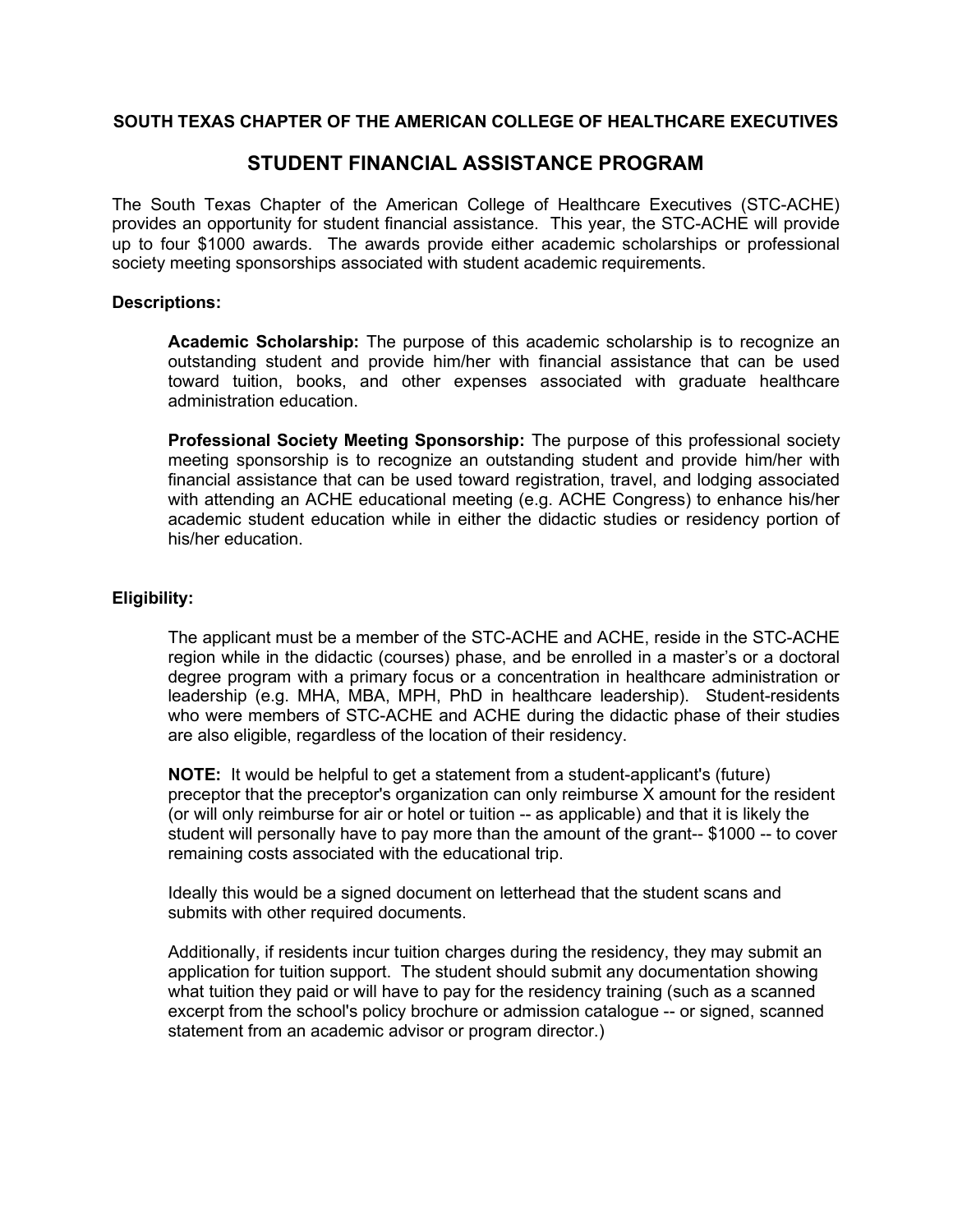## SOUTH TEXAS CHAPTER OF THE AMERICAN COLLEGE OF HEALTHCARE EXECUTIVES

# STUDENT FINANCIAL ASSISTANCE PROGRAM

The South Texas Chapter of the American College of Healthcare Executives (STC-ACHE) provides an opportunity for student financial assistance. This year, the STC-ACHE will provide up to four $1000 awards. The awards provide either academic scholarships or professional society meeting sponsorships associated with student academic requirements.

### Descriptions:

**Academic Scholarship:** The purpose of this academic scholarship is to recognize an outstanding student and provide him/her with financial assistance that can be used toward tuition, books, and other expenses associated with graduate healthcare administration education.

**Professional Society Meeting Sponsorship:** The purpose of this professional society meeting sponsorship is to recognize an outstanding student and provide him/her with financial assistance that can be used toward registration, travel, and lodging associated with attending an ACHE educational meeting (e.g. ACHE Congress) to enhance his/her academic student education while in either the didactic studies or residency portion of his/her education.

### Eligibility:

The applicant must be a member of the STC-ACHE and ACHE, reside in the STC-ACHE region while in the didactic (courses) phase, and be enrolled in a master's or a doctoral degree program with a primary focus or a concentration in healthcare administration or leadership (e.g. MHA, MBA, MPH, PhD in healthcare leadership). Student-residents who were members of STC-ACHE and ACHE during the didactic phase of their studies are also eligible, regardless of the location of their residency.

**NOTE:** It would be helpful to get a statement from a student-applicant's (future) preceptor that the preceptor's organization can only reimburse X amount for the resident (or will only reimburse for air or hotel or tuition -- as applicable) and that it is likely the student will personally have to pay more than the amount of the grant-- $1000 -- to cover remaining costs associated with the educational trip.

Ideally this would be a signed document on letterhead that the student scans and submits with other required documents.

Additionally, if residents incur tuition charges during the residency, they may submit an application for tuition support. The student should submit any documentation showing what tuition they paid or will have to pay for the residency training (such as a scanned excerpt from the school's policy brochure or admission catalogue -- or signed, scanned statement from an academic advisor or program director.)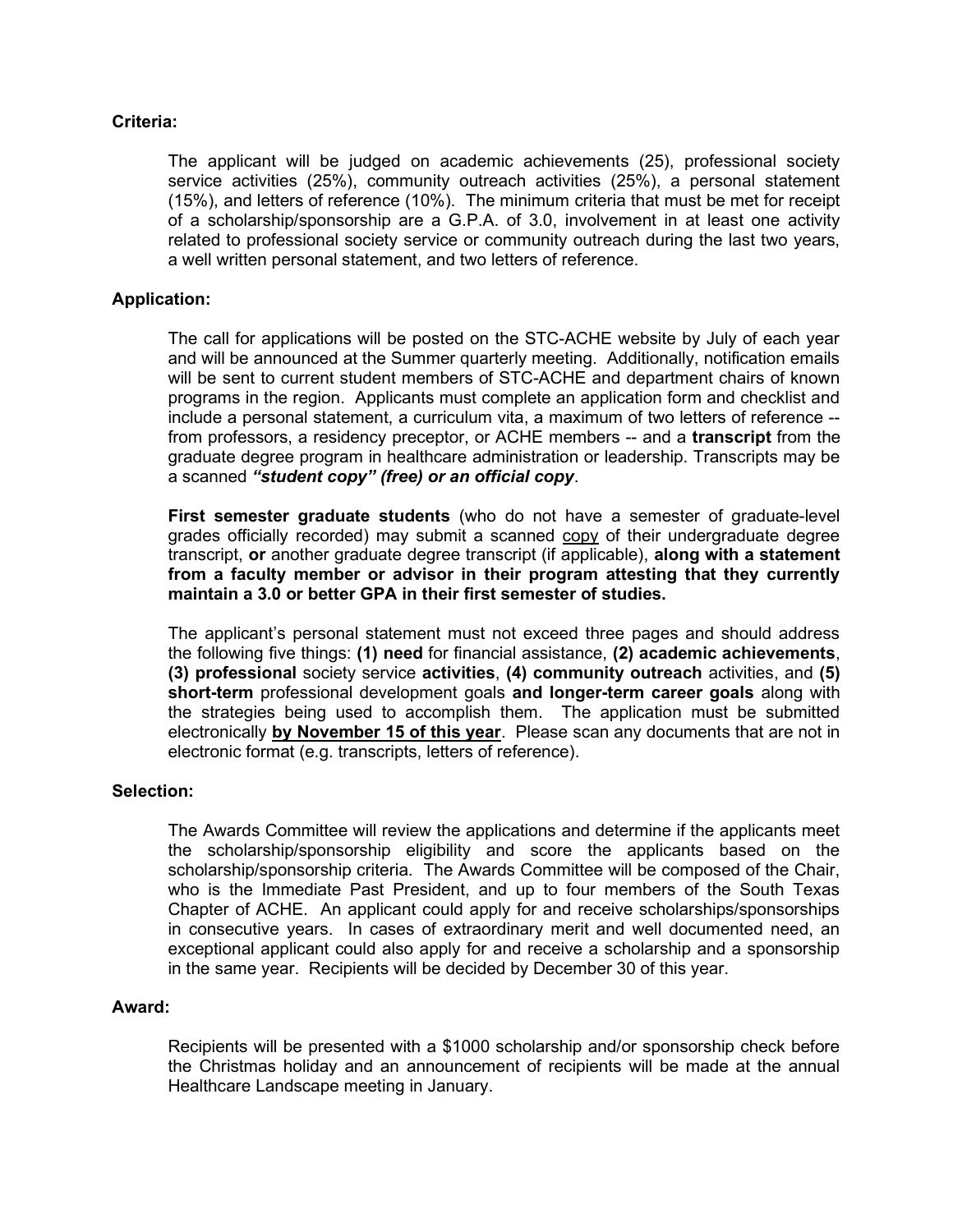**Criteria:**

The applicant will be judged on academic achievements (25), professional society service activities (25%), community outreach activities (25%), a personal statement (15%), and letters of reference (10%). The minimum criteria that must be met for receipt of a scholarship/sponsorship are a G.P.A. of 3.0, involvement in at least one activity related to professional society service or community outreach during the last two years, a well written personal statement, and two letters of reference.

**Application:**

The call for applications will be posted on the STC-ACHE website by July of each year and will be announced at the Summer quarterly meeting. Additionally, notification emails will be sent to current student members of STC-ACHE and department chairs of known programs in the region. Applicants must complete an application form and checklist and include a personal statement, a curriculum vita, a maximum of two letters of reference -- from professors, a residency preceptor, or ACHE members -- and a **transcript** from the graduate degree program in healthcare administration or leadership. Transcripts may be a scanned ***"student copy" (free) or an official copy***.

**First semester graduate students** (who do not have a semester of graduate-level grades officially recorded) may submit a scanned <u>copy</u> of their undergraduate degree transcript, **or** another graduate degree transcript (if applicable), **along with a statement from a faculty member or advisor in their program attesting that they currently maintain a 3.0 or better GPA in their first semester of studies.**

The applicant's personal statement must not exceed three pages and should address the following five things: **(1) need** for financial assistance, **(2) academic achievements**, **(3) professional** society service **activities**, **(4) community outreach** activities, and **(5) short-term** professional development goals **and longer-term career goals** along with the strategies being used to accomplish them. The application must be submitted electronically <u>**by November 15 of this year**</u>. Please scan any documents that are not in electronic format (e.g. transcripts, letters of reference).

**Selection:**

The Awards Committee will review the applications and determine if the applicants meet the scholarship/sponsorship eligibility and score the applicants based on the scholarship/sponsorship criteria. The Awards Committee will be composed of the Chair, who is the Immediate Past President, and up to four members of the South Texas Chapter of ACHE. An applicant could apply for and receive scholarships/sponsorships in consecutive years. In cases of extraordinary merit and well documented need, an exceptional applicant could also apply for and receive a scholarship and a sponsorship in the same year. Recipients will be decided by December 30 of this year.

**Award:**

Recipients will be presented with a $1000 scholarship and/or sponsorship check before the Christmas holiday and an announcement of recipients will be made at the annual Healthcare Landscape meeting in January.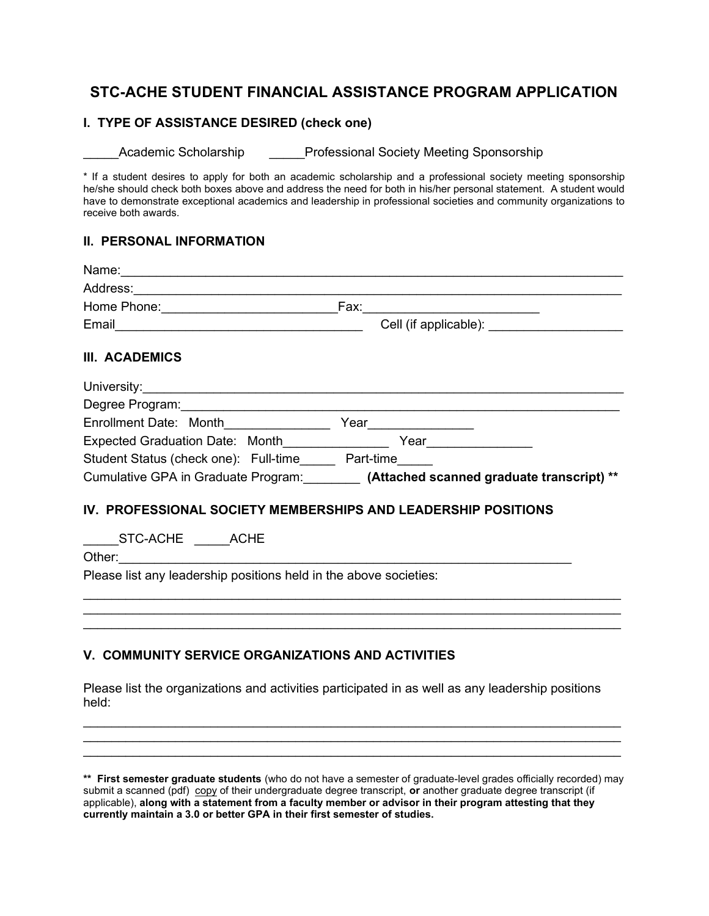# STC-ACHE STUDENT FINANCIAL ASSISTANCE PROGRAM APPLICATION

## I. TYPE OF ASSISTANCE DESIRED (check one)

_____Academic Scholarship _____Professional Society Meeting Sponsorship

* If a student desires to apply for both an academic scholarship and a professional society meeting sponsorship he/she should check both boxes above and address the need for both in his/her personal statement. A student would have to demonstrate exceptional academics and leadership in professional societies and community organizations to receive both awards.

## II. PERSONAL INFORMATION

Name:___________________________________________________________________

Address:_________________________________________________________________

Home Phone:________________________Fax:________________________

Email___________________________________ Cell (if applicable): __________________

## III. ACADEMICS

University:_______________________________________________________________

Degree Program:__________________________________________________________

Enrollment Date: Month______________ Year______________

Expected Graduation Date: Month______________ Year______________

Student Status (check one): Full-time_____ Part-time_____

Cumulative GPA in Graduate Program:________ **(Attached scanned graduate transcript) ****

## IV. PROFESSIONAL SOCIETY MEMBERSHIPS AND LEADERSHIP POSITIONS

_____STC-ACHE _____ACHE

Other:_____________________________________________________________

Please list any leadership positions held in the above societies:

_________________________________________________________________________
_________________________________________________________________________
_________________________________________________________________________

## V. COMMUNITY SERVICE ORGANIZATIONS AND ACTIVITIES

Please list the organizations and activities participated in as well as any leadership positions held:

_________________________________________________________________________
_________________________________________________________________________
_________________________________________________________________________

**** First semester graduate students** (who do not have a semester of graduate-level grades officially recorded) may submit a scanned (pdf) copy of their undergraduate degree transcript, **or** another graduate degree transcript (if applicable), **along with a statement from a faculty member or advisor in their program attesting that they currently maintain a 3.0 or better GPA in their first semester of studies.**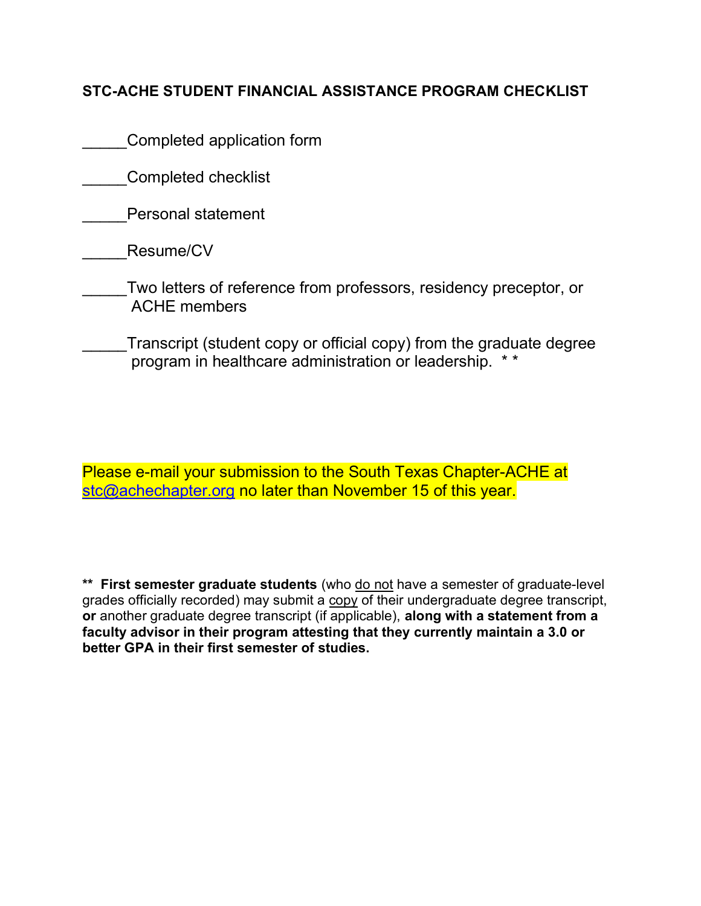## STC-ACHE STUDENT FINANCIAL ASSISTANCE PROGRAM CHECKLIST

_____Completed application form

_____Completed checklist

_____Personal statement

_____Resume/CV

_____Two letters of reference from professors, residency preceptor, or ACHE members

_____Transcript (student copy or official copy) from the graduate degree program in healthcare administration or leadership. * *

Please e-mail your submission to the South Texas Chapter-ACHE at stc@achechapter.org no later than November 15 of this year.

**** First semester graduate students** (who do not have a semester of graduate-level grades officially recorded) may submit a copy of their undergraduate degree transcript, **or** another graduate degree transcript (if applicable), **along with a statement from a faculty advisor in their program attesting that they currently maintain a 3.0 or better GPA in their first semester of studies.**